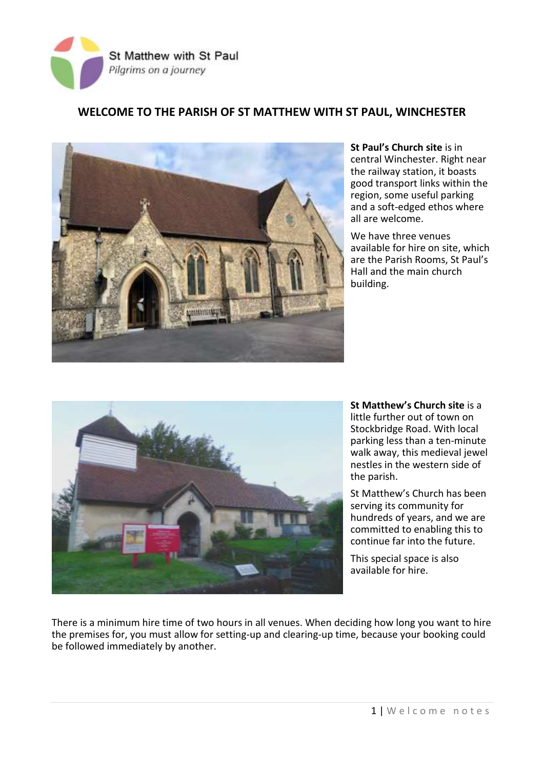St Matthew with St Paul

*Pilgrims on a journey*

# WELCOME TO THE PARISH OF ST MATTHEW WITH ST PAUL, WINCHESTER

**St Paul's Church site** is in central Winchester. Right near the railway station, it boasts good transport links within the region, some useful parking and a soft-edged ethos where all are welcome.

We have three venues available for hire on site, which are the Parish Rooms, St Paul's Hall and the main church building.

**St Matthew's Church site** is a little further out of town on Stockbridge Road. With local parking less than a ten-minute walk away, this medieval jewel nestles in the western side of the parish.

St Matthew's Church has been serving its community for hundreds of years, and we are committed to enabling this to continue far into the future.

This special space is also available for hire.

There is a minimum hire time of two hours in all venues. When deciding how long you want to hire the premises for, you must allow for setting-up and clearing-up time, because your booking could be followed immediately by another.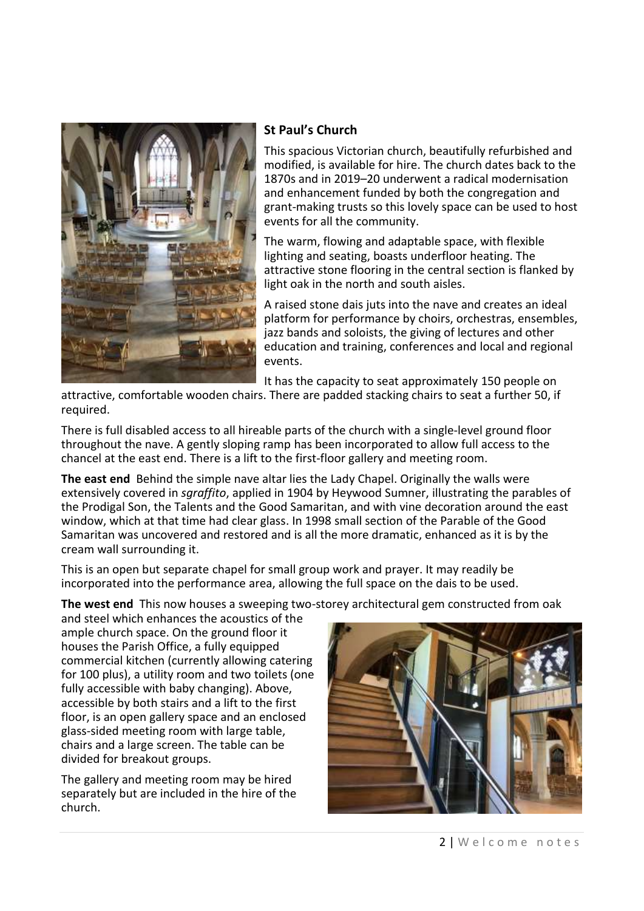## St Paul's Church

This spacious Victorian church, beautifully refurbished and modified, is available for hire. The church dates back to the 1870s and in 2019–20 underwent a radical modernisation and enhancement funded by both the congregation and grant-making trusts so this lovely space can be used to host events for all the community.

The warm, flowing and adaptable space, with flexible lighting and seating, boasts underfloor heating. The attractive stone flooring in the central section is flanked by light oak in the north and south aisles.

A raised stone dais juts into the nave and creates an ideal platform for performance by choirs, orchestras, ensembles, jazz bands and soloists, the giving of lectures and other education and training, conferences and local and regional events.

It has the capacity to seat approximately 150 people on attractive, comfortable wooden chairs. There are padded stacking chairs to seat a further 50, if required.

There is full disabled access to all hireable parts of the church with a single-level ground floor throughout the nave. A gently sloping ramp has been incorporated to allow full access to the chancel at the east end. There is a lift to the first-floor gallery and meeting room.

**The east end** Behind the simple nave altar lies the Lady Chapel. Originally the walls were extensively covered in *sgraffito*, applied in 1904 by Heywood Sumner, illustrating the parables of the Prodigal Son, the Talents and the Good Samaritan, and with vine decoration around the east window, which at that time had clear glass. In 1998 small section of the Parable of the Good Samaritan was uncovered and restored and is all the more dramatic, enhanced as it is by the cream wall surrounding it.

This is an open but separate chapel for small group work and prayer. It may readily be incorporated into the performance area, allowing the full space on the dais to be used.

**The west end** This now houses a sweeping two-storey architectural gem constructed from oak and steel which enhances the acoustics of the ample church space. On the ground floor it houses the Parish Office, a fully equipped commercial kitchen (currently allowing catering for 100 plus), a utility room and two toilets (one fully accessible with baby changing). Above, accessible by both stairs and a lift to the first floor, is an open gallery space and an enclosed glass-sided meeting room with large table, chairs and a large screen. The table can be divided for breakout groups.

The gallery and meeting room may be hired separately but are included in the hire of the church.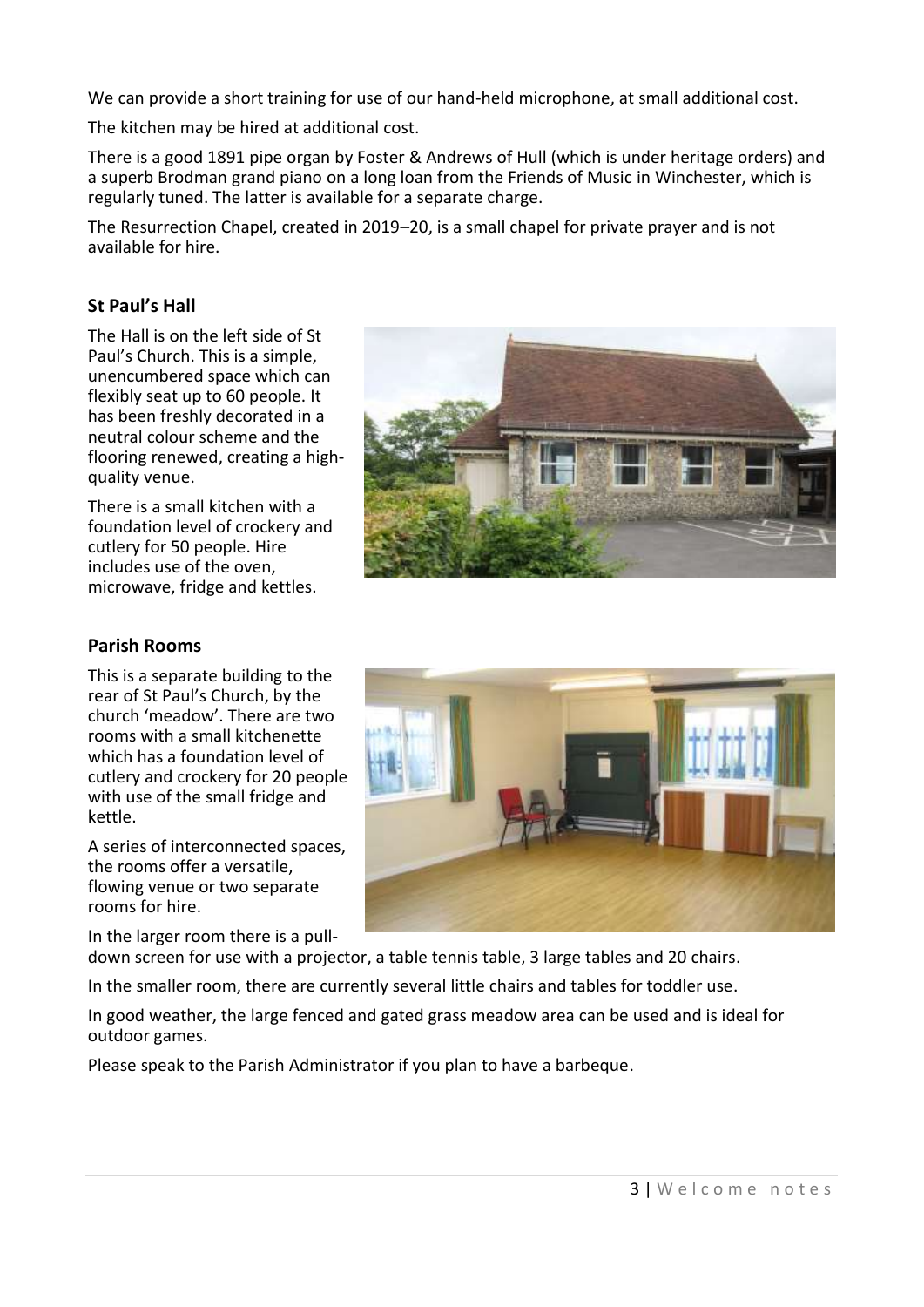We can provide a short training for use of our hand-held microphone, at small additional cost.

The kitchen may be hired at additional cost.

There is a good 1891 pipe organ by Foster & Andrews of Hull (which is under heritage orders) and a superb Brodman grand piano on a long loan from the Friends of Music in Winchester, which is regularly tuned. The latter is available for a separate charge.

The Resurrection Chapel, created in 2019–20, is a small chapel for private prayer and is not available for hire.

### St Paul's Hall

The Hall is on the left side of St Paul's Church. This is a simple, unencumbered space which can flexibly seat up to 60 people. It has been freshly decorated in a neutral colour scheme and the flooring renewed, creating a high-quality venue.

There is a small kitchen with a foundation level of crockery and cutlery for 50 people. Hire includes use of the oven, microwave, fridge and kettles.

### Parish Rooms

This is a separate building to the rear of St Paul's Church, by the church 'meadow'. There are two rooms with a small kitchenette which has a foundation level of cutlery and crockery for 20 people with use of the small fridge and kettle.

A series of interconnected spaces, the rooms offer a versatile, flowing venue or two separate rooms for hire.

In the larger room there is a pull-down screen for use with a projector, a table tennis table, 3 large tables and 20 chairs.

In the smaller room, there are currently several little chairs and tables for toddler use.

In good weather, the large fenced and gated grass meadow area can be used and is ideal for outdoor games.

Please speak to the Parish Administrator if you plan to have a barbeque.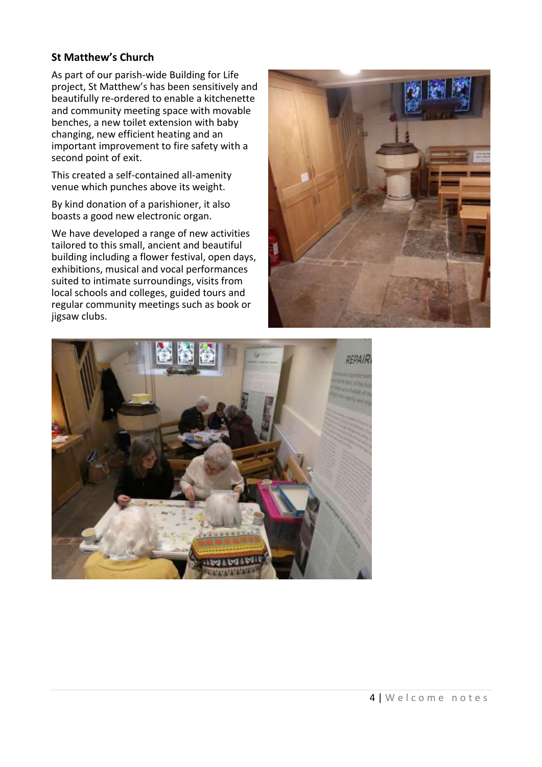**St Matthew's Church**

As part of our parish-wide Building for Life project, St Matthew's has been sensitively and beautifully re-ordered to enable a kitchenette and community meeting space with movable benches, a new toilet extension with baby changing, new efficient heating and an important improvement to fire safety with a second point of exit.

This created a self-contained all-amenity venue which punches above its weight.

By kind donation of a parishioner, it also boasts a good new electronic organ.

We have developed a range of new activities tailored to this small, ancient and beautiful building including a flower festival, open days, exhibitions, musical and vocal performances suited to intimate surroundings, visits from local schools and colleges, guided tours and regular community meetings such as book or jigsaw clubs.